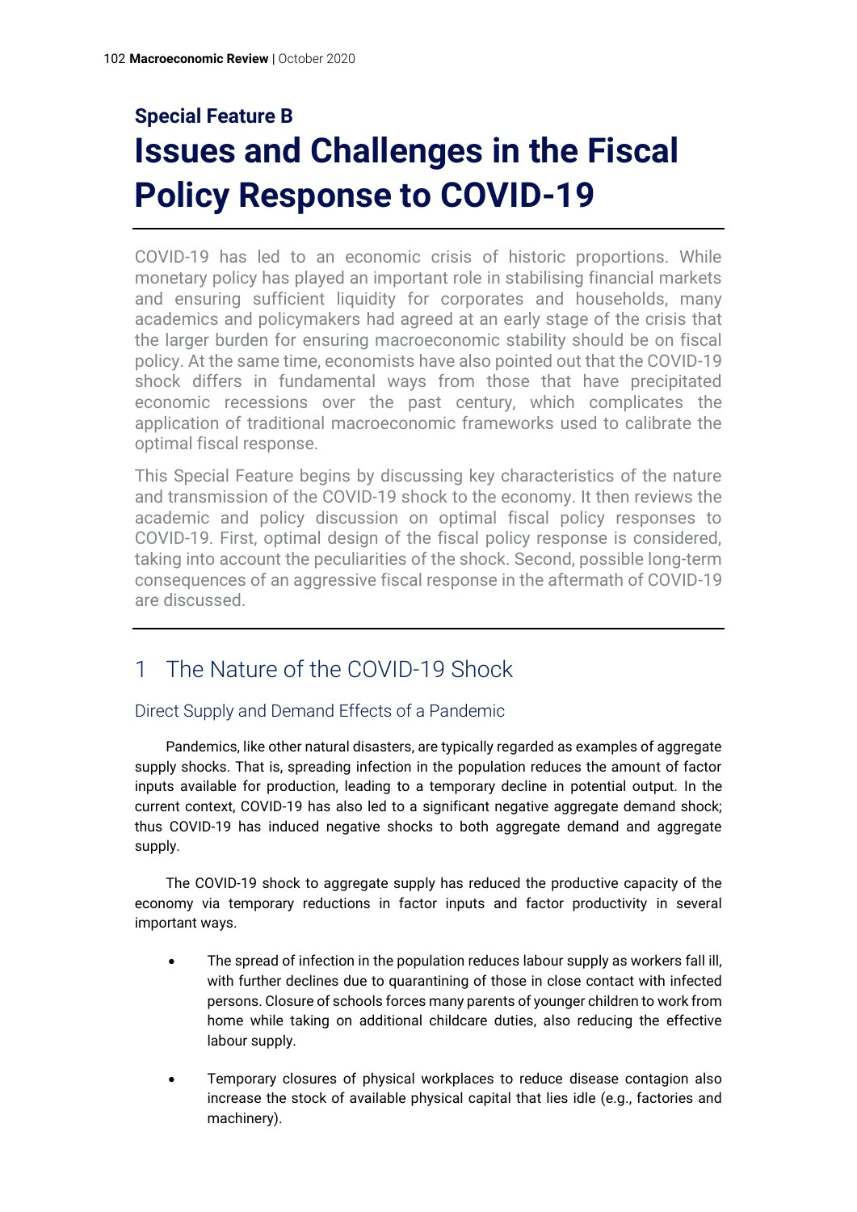## Special Feature B

# Issues and Challenges in the Fiscal Policy Response to COVID-19

COVID-19 has led to an economic crisis of historic proportions. While monetary policy has played an important role in stabilising financial markets and ensuring sufficient liquidity for corporates and households, many academics and policymakers had agreed at an early stage of the crisis that the larger burden for ensuring macroeconomic stability should be on fiscal policy. At the same time, economists have also pointed out that the COVID-19 shock differs in fundamental ways from those that have precipitated economic recessions over the past century, which complicates the application of traditional macroeconomic frameworks used to calibrate the optimal fiscal response.

This Special Feature begins by discussing key characteristics of the nature and transmission of the COVID-19 shock to the economy. It then reviews the academic and policy discussion on optimal fiscal policy responses to COVID-19. First, optimal design of the fiscal policy response is considered, taking into account the peculiarities of the shock. Second, possible long-term consequences of an aggressive fiscal response in the aftermath of COVID-19 are discussed.

## 1 The Nature of the COVID-19 Shock

### Direct Supply and Demand Effects of a Pandemic

Pandemics, like other natural disasters, are typically regarded as examples of aggregate supply shocks. That is, spreading infection in the population reduces the amount of factor inputs available for production, leading to a temporary decline in potential output. In the current context, COVID-19 has also led to a significant negative aggregate demand shock; thus COVID-19 has induced negative shocks to both aggregate demand and aggregate supply.

The COVID-19 shock to aggregate supply has reduced the productive capacity of the economy via temporary reductions in factor inputs and factor productivity in several important ways.

- The spread of infection in the population reduces labour supply as workers fall ill, with further declines due to quarantining of those in close contact with infected persons. Closure of schools forces many parents of younger children to work from home while taking on additional childcare duties, also reducing the effective labour supply.
- Temporary closures of physical workplaces to reduce disease contagion also increase the stock of available physical capital that lies idle (e.g., factories and machinery).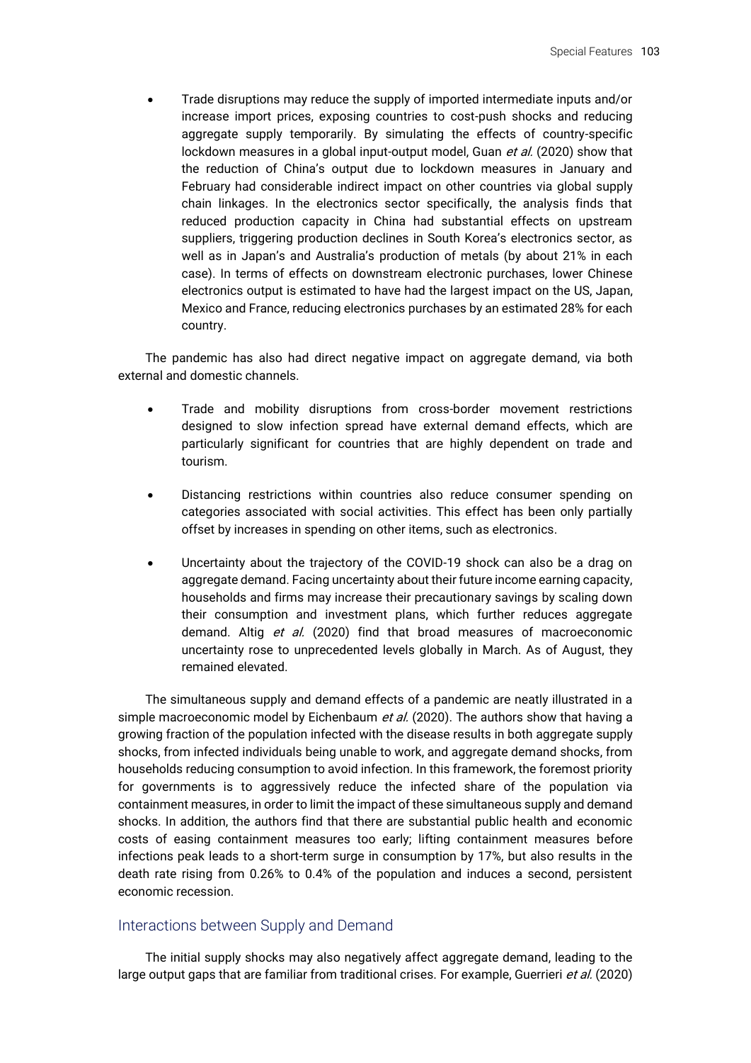- Trade disruptions may reduce the supply of imported intermediate inputs and/or increase import prices, exposing countries to cost-push shocks and reducing aggregate supply temporarily. By simulating the effects of country-specific lockdown measures in a global input-output model, Guan *et al.* (2020) show that the reduction of China's output due to lockdown measures in January and February had considerable indirect impact on other countries via global supply chain linkages. In the electronics sector specifically, the analysis finds that reduced production capacity in China had substantial effects on upstream suppliers, triggering production declines in South Korea's electronics sector, as well as in Japan's and Australia's production of metals (by about 21% in each case). In terms of effects on downstream electronic purchases, lower Chinese electronics output is estimated to have had the largest impact on the US, Japan, Mexico and France, reducing electronics purchases by an estimated 28% for each country.

The pandemic has also had direct negative impact on aggregate demand, via both external and domestic channels.

- Trade and mobility disruptions from cross-border movement restrictions designed to slow infection spread have external demand effects, which are particularly significant for countries that are highly dependent on trade and tourism.
- Distancing restrictions within countries also reduce consumer spending on categories associated with social activities. This effect has been only partially offset by increases in spending on other items, such as electronics.
- Uncertainty about the trajectory of the COVID-19 shock can also be a drag on aggregate demand. Facing uncertainty about their future income earning capacity, households and firms may increase their precautionary savings by scaling down their consumption and investment plans, which further reduces aggregate demand. Altig *et al.* (2020) find that broad measures of macroeconomic uncertainty rose to unprecedented levels globally in March. As of August, they remained elevated.

The simultaneous supply and demand effects of a pandemic are neatly illustrated in a simple macroeconomic model by Eichenbaum *et al.* (2020). The authors show that having a growing fraction of the population infected with the disease results in both aggregate supply shocks, from infected individuals being unable to work, and aggregate demand shocks, from households reducing consumption to avoid infection. In this framework, the foremost priority for governments is to aggressively reduce the infected share of the population via containment measures, in order to limit the impact of these simultaneous supply and demand shocks. In addition, the authors find that there are substantial public health and economic costs of easing containment measures too early; lifting containment measures before infections peak leads to a short-term surge in consumption by 17%, but also results in the death rate rising from 0.26% to 0.4% of the population and induces a second, persistent economic recession.

## Interactions between Supply and Demand

The initial supply shocks may also negatively affect aggregate demand, leading to the large output gaps that are familiar from traditional crises. For example, Guerrieri *et al.* (2020)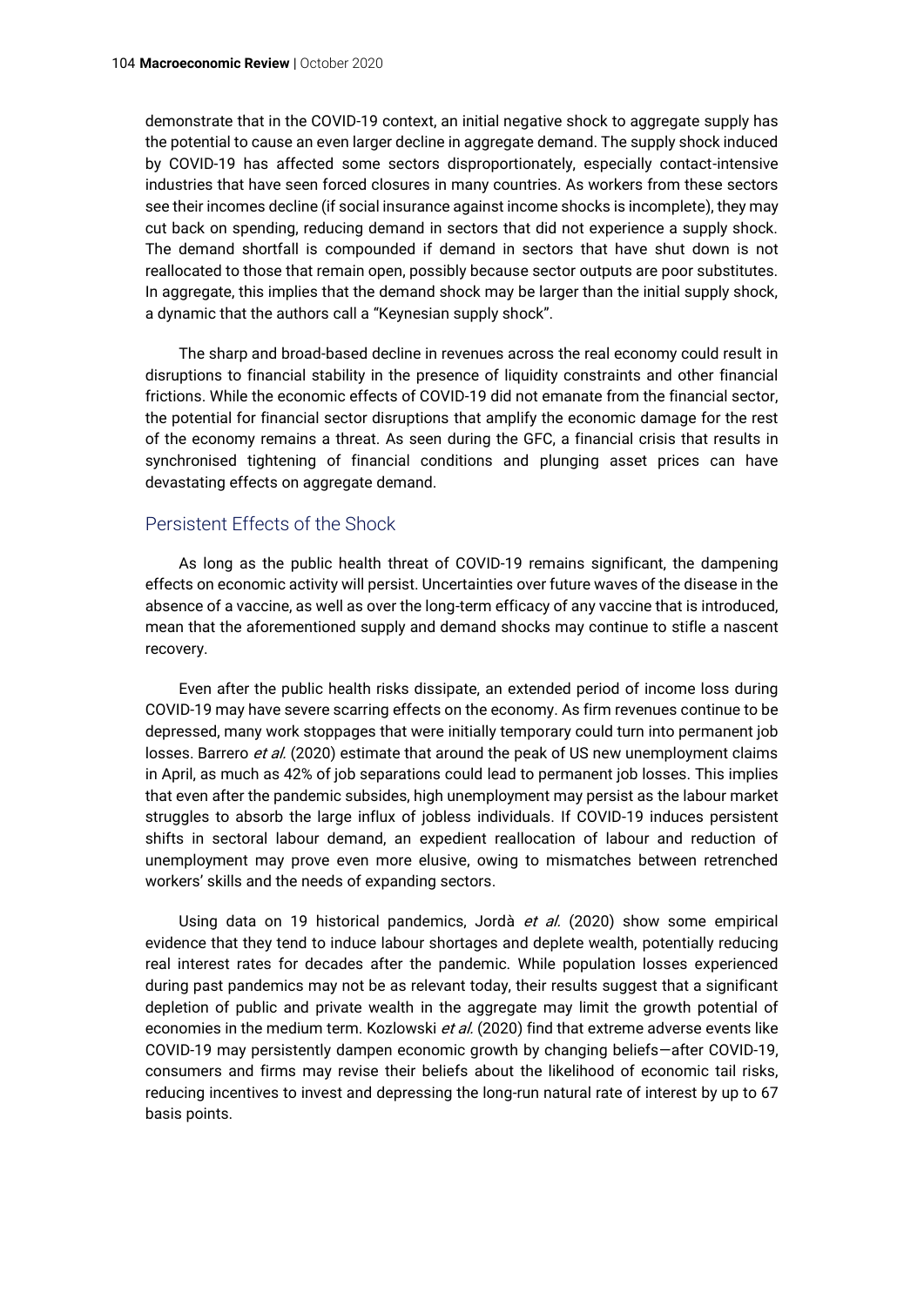demonstrate that in the COVID-19 context, an initial negative shock to aggregate supply has the potential to cause an even larger decline in aggregate demand. The supply shock induced by COVID-19 has affected some sectors disproportionately, especially contact-intensive industries that have seen forced closures in many countries. As workers from these sectors see their incomes decline (if social insurance against income shocks is incomplete), they may cut back on spending, reducing demand in sectors that did not experience a supply shock. The demand shortfall is compounded if demand in sectors that have shut down is not reallocated to those that remain open, possibly because sector outputs are poor substitutes. In aggregate, this implies that the demand shock may be larger than the initial supply shock, a dynamic that the authors call a "Keynesian supply shock".

The sharp and broad-based decline in revenues across the real economy could result in disruptions to financial stability in the presence of liquidity constraints and other financial frictions. While the economic effects of COVID-19 did not emanate from the financial sector, the potential for financial sector disruptions that amplify the economic damage for the rest of the economy remains a threat. As seen during the GFC, a financial crisis that results in synchronised tightening of financial conditions and plunging asset prices can have devastating effects on aggregate demand.

## Persistent Effects of the Shock

As long as the public health threat of COVID-19 remains significant, the dampening effects on economic activity will persist. Uncertainties over future waves of the disease in the absence of a vaccine, as well as over the long-term efficacy of any vaccine that is introduced, mean that the aforementioned supply and demand shocks may continue to stifle a nascent recovery.

Even after the public health risks dissipate, an extended period of income loss during COVID-19 may have severe scarring effects on the economy. As firm revenues continue to be depressed, many work stoppages that were initially temporary could turn into permanent job losses. Barrero *et al.* (2020) estimate that around the peak of US new unemployment claims in April, as much as 42% of job separations could lead to permanent job losses. This implies that even after the pandemic subsides, high unemployment may persist as the labour market struggles to absorb the large influx of jobless individuals. If COVID-19 induces persistent shifts in sectoral labour demand, an expedient reallocation of labour and reduction of unemployment may prove even more elusive, owing to mismatches between retrenched workers' skills and the needs of expanding sectors.

Using data on 19 historical pandemics, Jordà *et al.* (2020) show some empirical evidence that they tend to induce labour shortages and deplete wealth, potentially reducing real interest rates for decades after the pandemic. While population losses experienced during past pandemics may not be as relevant today, their results suggest that a significant depletion of public and private wealth in the aggregate may limit the growth potential of economies in the medium term. Kozlowski *et al.* (2020) find that extreme adverse events like COVID-19 may persistently dampen economic growth by changing beliefs—after COVID-19, consumers and firms may revise their beliefs about the likelihood of economic tail risks, reducing incentives to invest and depressing the long-run natural rate of interest by up to 67 basis points.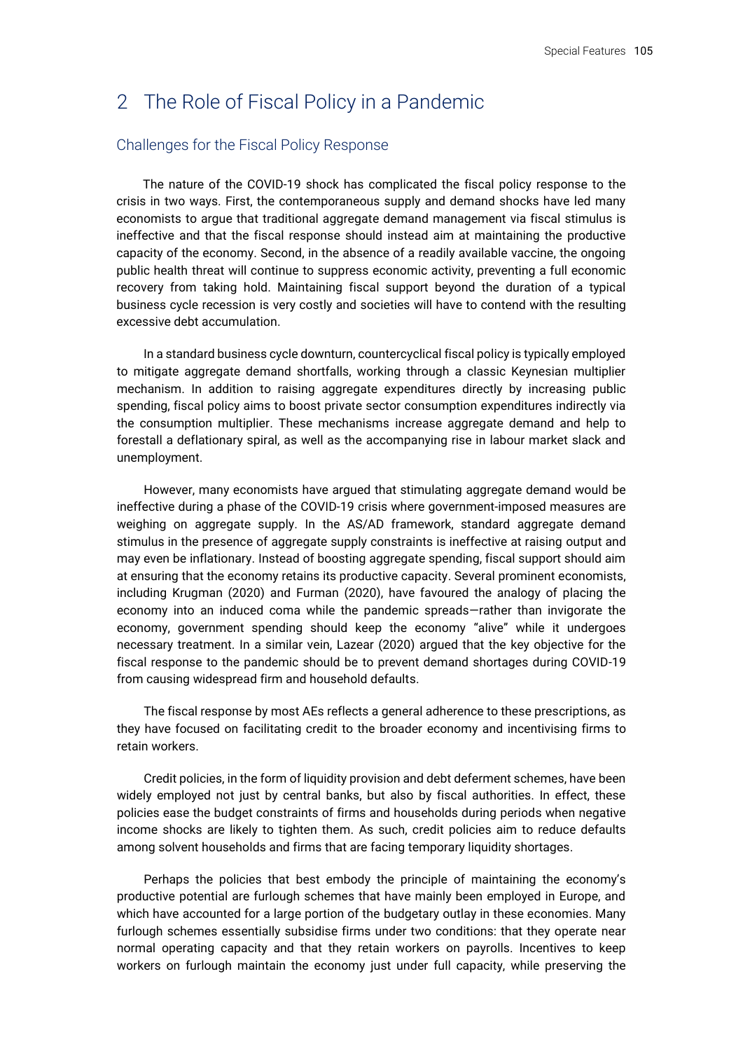## 2 The Role of Fiscal Policy in a Pandemic

### Challenges for the Fiscal Policy Response

The nature of the COVID-19 shock has complicated the fiscal policy response to the crisis in two ways. First, the contemporaneous supply and demand shocks have led many economists to argue that traditional aggregate demand management via fiscal stimulus is ineffective and that the fiscal response should instead aim at maintaining the productive capacity of the economy. Second, in the absence of a readily available vaccine, the ongoing public health threat will continue to suppress economic activity, preventing a full economic recovery from taking hold. Maintaining fiscal support beyond the duration of a typical business cycle recession is very costly and societies will have to contend with the resulting excessive debt accumulation.

In a standard business cycle downturn, countercyclical fiscal policy is typically employed to mitigate aggregate demand shortfalls, working through a classic Keynesian multiplier mechanism. In addition to raising aggregate expenditures directly by increasing public spending, fiscal policy aims to boost private sector consumption expenditures indirectly via the consumption multiplier. These mechanisms increase aggregate demand and help to forestall a deflationary spiral, as well as the accompanying rise in labour market slack and unemployment.

However, many economists have argued that stimulating aggregate demand would be ineffective during a phase of the COVID-19 crisis where government-imposed measures are weighing on aggregate supply. In the AS/AD framework, standard aggregate demand stimulus in the presence of aggregate supply constraints is ineffective at raising output and may even be inflationary. Instead of boosting aggregate spending, fiscal support should aim at ensuring that the economy retains its productive capacity. Several prominent economists, including Krugman (2020) and Furman (2020), have favoured the analogy of placing the economy into an induced coma while the pandemic spreads—rather than invigorate the economy, government spending should keep the economy "alive" while it undergoes necessary treatment. In a similar vein, Lazear (2020) argued that the key objective for the fiscal response to the pandemic should be to prevent demand shortages during COVID-19 from causing widespread firm and household defaults.

The fiscal response by most AEs reflects a general adherence to these prescriptions, as they have focused on facilitating credit to the broader economy and incentivising firms to retain workers.

Credit policies, in the form of liquidity provision and debt deferment schemes, have been widely employed not just by central banks, but also by fiscal authorities. In effect, these policies ease the budget constraints of firms and households during periods when negative income shocks are likely to tighten them. As such, credit policies aim to reduce defaults among solvent households and firms that are facing temporary liquidity shortages.

Perhaps the policies that best embody the principle of maintaining the economy's productive potential are furlough schemes that have mainly been employed in Europe, and which have accounted for a large portion of the budgetary outlay in these economies. Many furlough schemes essentially subsidise firms under two conditions: that they operate near normal operating capacity and that they retain workers on payrolls. Incentives to keep workers on furlough maintain the economy just under full capacity, while preserving the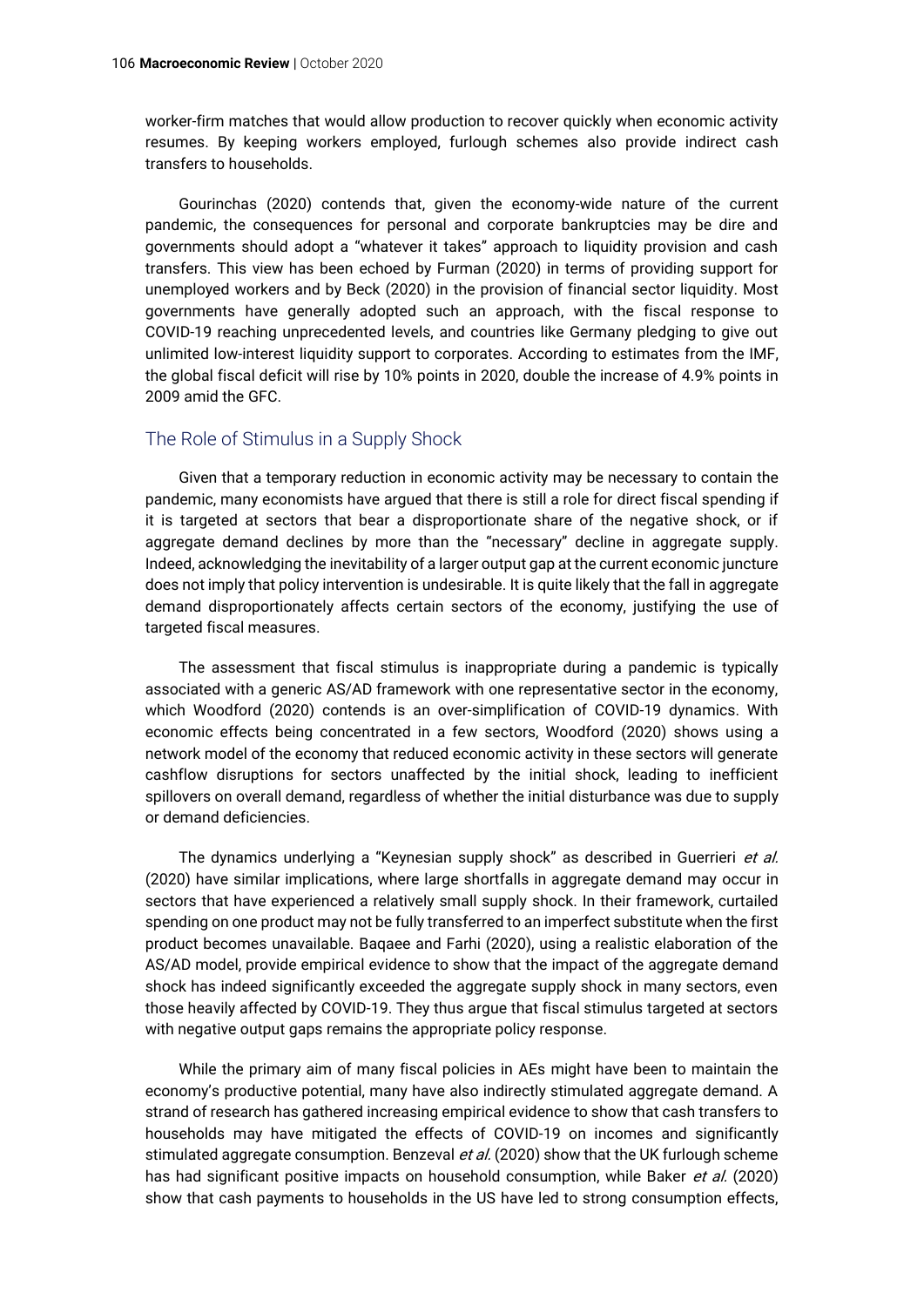worker-firm matches that would allow production to recover quickly when economic activity resumes. By keeping workers employed, furlough schemes also provide indirect cash transfers to households.

Gourinchas (2020) contends that, given the economy-wide nature of the current pandemic, the consequences for personal and corporate bankruptcies may be dire and governments should adopt a "whatever it takes" approach to liquidity provision and cash transfers. This view has been echoed by Furman (2020) in terms of providing support for unemployed workers and by Beck (2020) in the provision of financial sector liquidity. Most governments have generally adopted such an approach, with the fiscal response to COVID-19 reaching unprecedented levels, and countries like Germany pledging to give out unlimited low-interest liquidity support to corporates. According to estimates from the IMF, the global fiscal deficit will rise by 10% points in 2020, double the increase of 4.9% points in 2009 amid the GFC.

## The Role of Stimulus in a Supply Shock

Given that a temporary reduction in economic activity may be necessary to contain the pandemic, many economists have argued that there is still a role for direct fiscal spending if it is targeted at sectors that bear a disproportionate share of the negative shock, or if aggregate demand declines by more than the "necessary" decline in aggregate supply. Indeed, acknowledging the inevitability of a larger output gap at the current economic juncture does not imply that policy intervention is undesirable. It is quite likely that the fall in aggregate demand disproportionately affects certain sectors of the economy, justifying the use of targeted fiscal measures.

The assessment that fiscal stimulus is inappropriate during a pandemic is typically associated with a generic AS/AD framework with one representative sector in the economy, which Woodford (2020) contends is an over-simplification of COVID-19 dynamics. With economic effects being concentrated in a few sectors, Woodford (2020) shows using a network model of the economy that reduced economic activity in these sectors will generate cashflow disruptions for sectors unaffected by the initial shock, leading to inefficient spillovers on overall demand, regardless of whether the initial disturbance was due to supply or demand deficiencies.

The dynamics underlying a "Keynesian supply shock" as described in Guerrieri *et al.* (2020) have similar implications, where large shortfalls in aggregate demand may occur in sectors that have experienced a relatively small supply shock. In their framework, curtailed spending on one product may not be fully transferred to an imperfect substitute when the first product becomes unavailable. Baqaee and Farhi (2020), using a realistic elaboration of the AS/AD model, provide empirical evidence to show that the impact of the aggregate demand shock has indeed significantly exceeded the aggregate supply shock in many sectors, even those heavily affected by COVID-19. They thus argue that fiscal stimulus targeted at sectors with negative output gaps remains the appropriate policy response.

While the primary aim of many fiscal policies in AEs might have been to maintain the economy's productive potential, many have also indirectly stimulated aggregate demand. A strand of research has gathered increasing empirical evidence to show that cash transfers to households may have mitigated the effects of COVID-19 on incomes and significantly stimulated aggregate consumption. Benzeval *et al.* (2020) show that the UK furlough scheme has had significant positive impacts on household consumption, while Baker *et al.* (2020) show that cash payments to households in the US have led to strong consumption effects,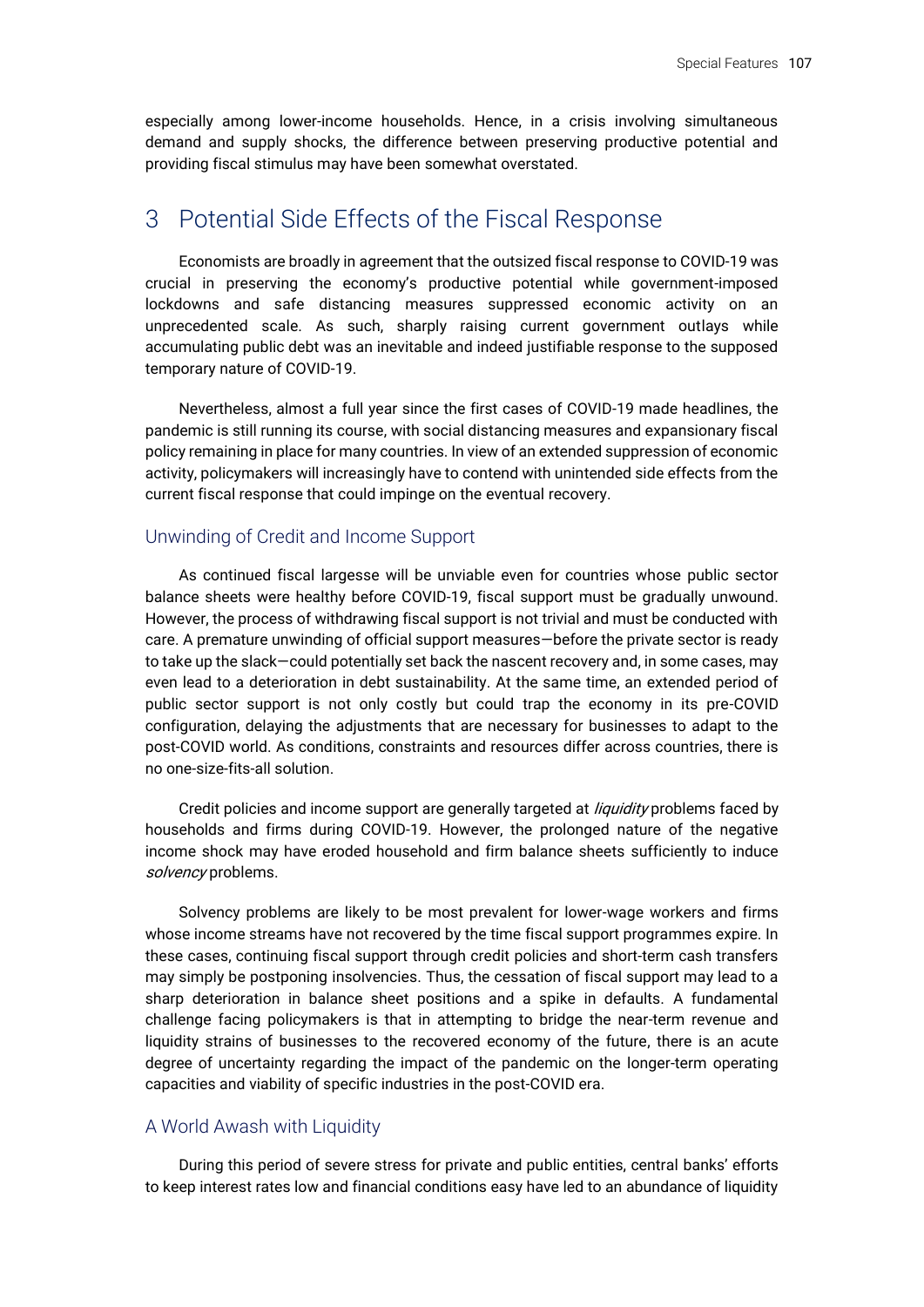especially among lower-income households. Hence, in a crisis involving simultaneous demand and supply shocks, the difference between preserving productive potential and providing fiscal stimulus may have been somewhat overstated.

# 3 Potential Side Effects of the Fiscal Response

Economists are broadly in agreement that the outsized fiscal response to COVID-19 was crucial in preserving the economy's productive potential while government-imposed lockdowns and safe distancing measures suppressed economic activity on an unprecedented scale. As such, sharply raising current government outlays while accumulating public debt was an inevitable and indeed justifiable response to the supposed temporary nature of COVID-19.

Nevertheless, almost a full year since the first cases of COVID-19 made headlines, the pandemic is still running its course, with social distancing measures and expansionary fiscal policy remaining in place for many countries. In view of an extended suppression of economic activity, policymakers will increasingly have to contend with unintended side effects from the current fiscal response that could impinge on the eventual recovery.

## Unwinding of Credit and Income Support

As continued fiscal largesse will be unviable even for countries whose public sector balance sheets were healthy before COVID-19, fiscal support must be gradually unwound. However, the process of withdrawing fiscal support is not trivial and must be conducted with care. A premature unwinding of official support measures—before the private sector is ready to take up the slack—could potentially set back the nascent recovery and, in some cases, may even lead to a deterioration in debt sustainability. At the same time, an extended period of public sector support is not only costly but could trap the economy in its pre-COVID configuration, delaying the adjustments that are necessary for businesses to adapt to the post-COVID world. As conditions, constraints and resources differ across countries, there is no one-size-fits-all solution.

Credit policies and income support are generally targeted at *liquidity* problems faced by households and firms during COVID-19. However, the prolonged nature of the negative income shock may have eroded household and firm balance sheets sufficiently to induce *solvency* problems.

Solvency problems are likely to be most prevalent for lower-wage workers and firms whose income streams have not recovered by the time fiscal support programmes expire. In these cases, continuing fiscal support through credit policies and short-term cash transfers may simply be postponing insolvencies. Thus, the cessation of fiscal support may lead to a sharp deterioration in balance sheet positions and a spike in defaults. A fundamental challenge facing policymakers is that in attempting to bridge the near-term revenue and liquidity strains of businesses to the recovered economy of the future, there is an acute degree of uncertainty regarding the impact of the pandemic on the longer-term operating capacities and viability of specific industries in the post-COVID era.

## A World Awash with Liquidity

During this period of severe stress for private and public entities, central banks' efforts to keep interest rates low and financial conditions easy have led to an abundance of liquidity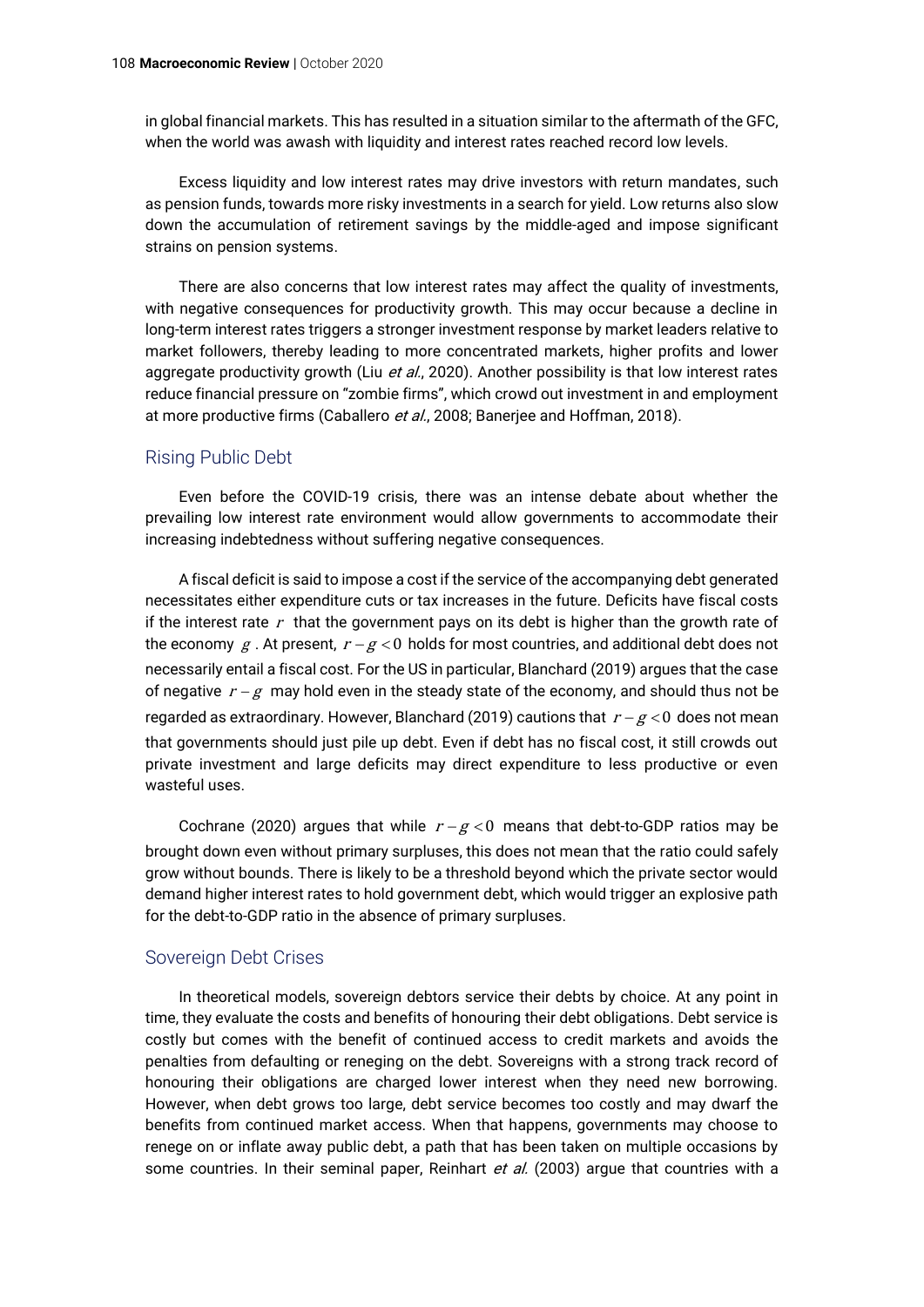in global financial markets. This has resulted in a situation similar to the aftermath of the GFC, when the world was awash with liquidity and interest rates reached record low levels.

Excess liquidity and low interest rates may drive investors with return mandates, such as pension funds, towards more risky investments in a search for yield. Low returns also slow down the accumulation of retirement savings by the middle-aged and impose significant strains on pension systems.

There are also concerns that low interest rates may affect the quality of investments, with negative consequences for productivity growth. This may occur because a decline in long-term interest rates triggers a stronger investment response by market leaders relative to market followers, thereby leading to more concentrated markets, higher profits and lower aggregate productivity growth (Liu *et al.*, 2020). Another possibility is that low interest rates reduce financial pressure on "zombie firms", which crowd out investment in and employment at more productive firms (Caballero *et al.*, 2008; Banerjee and Hoffman, 2018).

## Rising Public Debt

Even before the COVID-19 crisis, there was an intense debate about whether the prevailing low interest rate environment would allow governments to accommodate their increasing indebtedness without suffering negative consequences.

A fiscal deficit is said to impose a cost if the service of the accompanying debt generated necessitates either expenditure cuts or tax increases in the future. Deficits have fiscal costs if the interest rate $r$ that the government pays on its debt is higher than the growth rate of the economy $g$. At present, $r-g<0$ holds for most countries, and additional debt does not necessarily entail a fiscal cost. For the US in particular, Blanchard (2019) argues that the case of negative $r-g$ may hold even in the steady state of the economy, and should thus not be regarded as extraordinary. However, Blanchard (2019) cautions that $r-g<0$ does not mean that governments should just pile up debt. Even if debt has no fiscal cost, it still crowds out private investment and large deficits may direct expenditure to less productive or even wasteful uses.

Cochrane (2020) argues that while $r-g<0$ means that debt-to-GDP ratios may be brought down even without primary surpluses, this does not mean that the ratio could safely grow without bounds. There is likely to be a threshold beyond which the private sector would demand higher interest rates to hold government debt, which would trigger an explosive path for the debt-to-GDP ratio in the absence of primary surpluses.

## Sovereign Debt Crises

In theoretical models, sovereign debtors service their debts by choice. At any point in time, they evaluate the costs and benefits of honouring their debt obligations. Debt service is costly but comes with the benefit of continued access to credit markets and avoids the penalties from defaulting or reneging on the debt. Sovereigns with a strong track record of honouring their obligations are charged lower interest when they need new borrowing. However, when debt grows too large, debt service becomes too costly and may dwarf the benefits from continued market access. When that happens, governments may choose to renege on or inflate away public debt, a path that has been taken on multiple occasions by some countries. In their seminal paper, Reinhart *et al.* (2003) argue that countries with a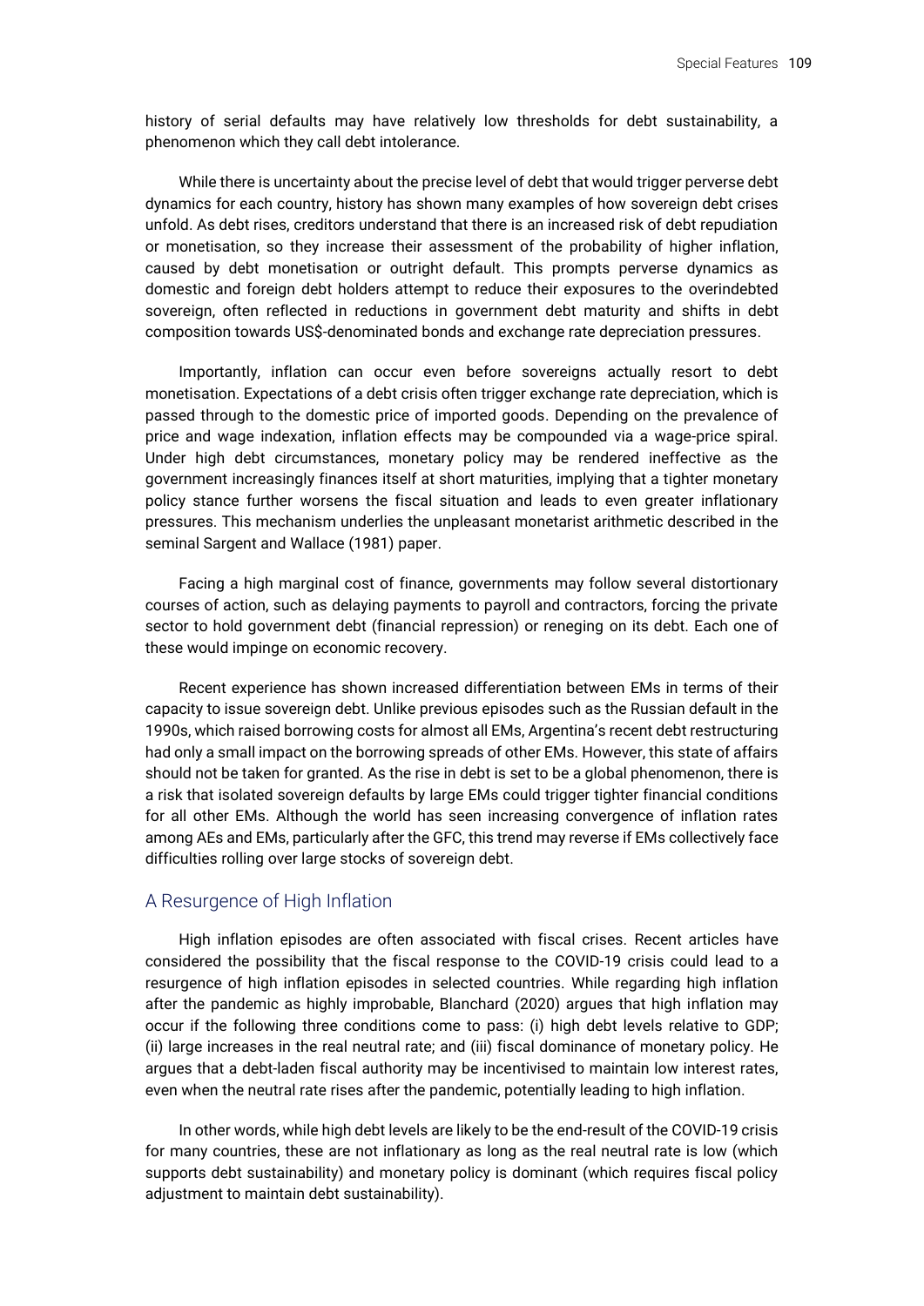history of serial defaults may have relatively low thresholds for debt sustainability, a phenomenon which they call debt intolerance.

While there is uncertainty about the precise level of debt that would trigger perverse debt dynamics for each country, history has shown many examples of how sovereign debt crises unfold. As debt rises, creditors understand that there is an increased risk of debt repudiation or monetisation, so they increase their assessment of the probability of higher inflation, caused by debt monetisation or outright default. This prompts perverse dynamics as domestic and foreign debt holders attempt to reduce their exposures to the overindebted sovereign, often reflected in reductions in government debt maturity and shifts in debt composition towards US$-denominated bonds and exchange rate depreciation pressures.

Importantly, inflation can occur even before sovereigns actually resort to debt monetisation. Expectations of a debt crisis often trigger exchange rate depreciation, which is passed through to the domestic price of imported goods. Depending on the prevalence of price and wage indexation, inflation effects may be compounded via a wage-price spiral. Under high debt circumstances, monetary policy may be rendered ineffective as the government increasingly finances itself at short maturities, implying that a tighter monetary policy stance further worsens the fiscal situation and leads to even greater inflationary pressures. This mechanism underlies the unpleasant monetarist arithmetic described in the seminal Sargent and Wallace (1981) paper.

Facing a high marginal cost of finance, governments may follow several distortionary courses of action, such as delaying payments to payroll and contractors, forcing the private sector to hold government debt (financial repression) or reneging on its debt. Each one of these would impinge on economic recovery.

Recent experience has shown increased differentiation between EMs in terms of their capacity to issue sovereign debt. Unlike previous episodes such as the Russian default in the 1990s, which raised borrowing costs for almost all EMs, Argentina's recent debt restructuring had only a small impact on the borrowing spreads of other EMs. However, this state of affairs should not be taken for granted. As the rise in debt is set to be a global phenomenon, there is a risk that isolated sovereign defaults by large EMs could trigger tighter financial conditions for all other EMs. Although the world has seen increasing convergence of inflation rates among AEs and EMs, particularly after the GFC, this trend may reverse if EMs collectively face difficulties rolling over large stocks of sovereign debt.

## A Resurgence of High Inflation

High inflation episodes are often associated with fiscal crises. Recent articles have considered the possibility that the fiscal response to the COVID-19 crisis could lead to a resurgence of high inflation episodes in selected countries. While regarding high inflation after the pandemic as highly improbable, Blanchard (2020) argues that high inflation may occur if the following three conditions come to pass: (i) high debt levels relative to GDP; (ii) large increases in the real neutral rate; and (iii) fiscal dominance of monetary policy. He argues that a debt-laden fiscal authority may be incentivised to maintain low interest rates, even when the neutral rate rises after the pandemic, potentially leading to high inflation.

In other words, while high debt levels are likely to be the end-result of the COVID-19 crisis for many countries, these are not inflationary as long as the real neutral rate is low (which supports debt sustainability) and monetary policy is dominant (which requires fiscal policy adjustment to maintain debt sustainability).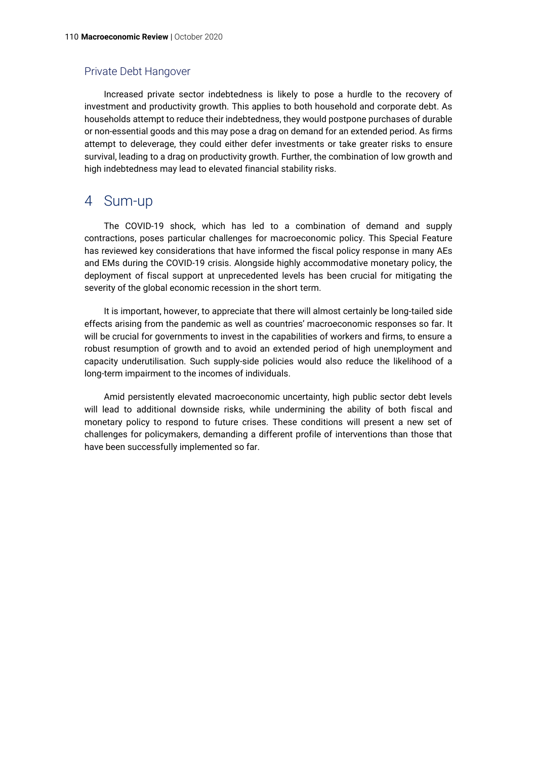### Private Debt Hangover

Increased private sector indebtedness is likely to pose a hurdle to the recovery of investment and productivity growth. This applies to both household and corporate debt. As households attempt to reduce their indebtedness, they would postpone purchases of durable or non-essential goods and this may pose a drag on demand for an extended period. As firms attempt to deleverage, they could either defer investments or take greater risks to ensure survival, leading to a drag on productivity growth. Further, the combination of low growth and high indebtedness may lead to elevated financial stability risks.

## 4 Sum-up

The COVID-19 shock, which has led to a combination of demand and supply contractions, poses particular challenges for macroeconomic policy. This Special Feature has reviewed key considerations that have informed the fiscal policy response in many AEs and EMs during the COVID-19 crisis. Alongside highly accommodative monetary policy, the deployment of fiscal support at unprecedented levels has been crucial for mitigating the severity of the global economic recession in the short term.

It is important, however, to appreciate that there will almost certainly be long-tailed side effects arising from the pandemic as well as countries' macroeconomic responses so far. It will be crucial for governments to invest in the capabilities of workers and firms, to ensure a robust resumption of growth and to avoid an extended period of high unemployment and capacity underutilisation. Such supply-side policies would also reduce the likelihood of a long-term impairment to the incomes of individuals.

Amid persistently elevated macroeconomic uncertainty, high public sector debt levels will lead to additional downside risks, while undermining the ability of both fiscal and monetary policy to respond to future crises. These conditions will present a new set of challenges for policymakers, demanding a different profile of interventions than those that have been successfully implemented so far.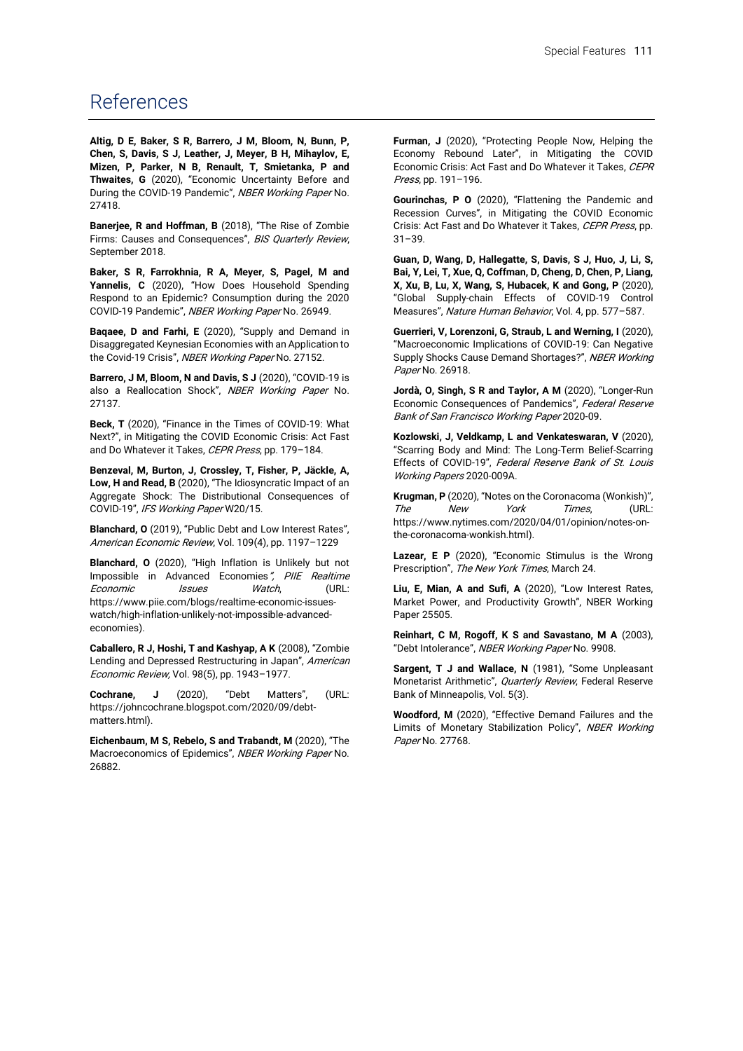# References

**Altig, D E, Baker, S R, Barrero, J M, Bloom, N, Bunn, P, Chen, S, Davis, S J, Leather, J, Meyer, B H, Mihaylov, E, Mizen, P, Parker, N B, Renault, T, Smietanka, P and Thwaites, G** (2020), "Economic Uncertainty Before and During the COVID-19 Pandemic", *NBER Working Paper* No. 27418.

**Banerjee, R and Hoffman, B** (2018), "The Rise of Zombie Firms: Causes and Consequences", *BIS Quarterly Review*, September 2018.

**Baker, S R, Farrokhnia, R A, Meyer, S, Pagel, M and Yannelis, C** (2020), "How Does Household Spending Respond to an Epidemic? Consumption during the 2020 COVID-19 Pandemic", *NBER Working Paper* No. 26949.

**Baqaee, D and Farhi, E** (2020), "Supply and Demand in Disaggregated Keynesian Economies with an Application to the Covid-19 Crisis", *NBER Working Paper* No. 27152.

**Barrero, J M, Bloom, N and Davis, S J** (2020), "COVID-19 is also a Reallocation Shock", *NBER Working Paper* No. 27137.

**Beck, T** (2020), "Finance in the Times of COVID-19: What Next?", in Mitigating the COVID Economic Crisis: Act Fast and Do Whatever it Takes, *CEPR Press*, pp. 179–184.

**Benzeval, M, Burton, J, Crossley, T, Fisher, P, Jäckle, A, Low, H and Read, B** (2020), "The Idiosyncratic Impact of an Aggregate Shock: The Distributional Consequences of COVID-19", *IFS Working Paper* W20/15.

**Blanchard, O** (2019), "Public Debt and Low Interest Rates", *American Economic Review*, Vol. 109(4), pp. 1197–1229

**Blanchard, O** (2020), "High Inflation is Unlikely but not Impossible in Advanced Economies", *PIIE Realtime Economic Issues Watch*, (URL: https://www.piie.com/blogs/realtime-economic-issues-watch/high-inflation-unlikely-not-impossible-advanced-economies).

**Caballero, R J, Hoshi, T and Kashyap, A K** (2008), "Zombie Lending and Depressed Restructuring in Japan", *American Economic Review,* Vol. 98(5), pp. 1943–1977.

**Cochrane, J** (2020), "Debt Matters", (URL: https://johncochrane.blogspot.com/2020/09/debt-matters.html).

**Eichenbaum, M S, Rebelo, S and Trabandt, M** (2020), "The Macroeconomics of Epidemics", *NBER Working Paper* No. 26882.

**Furman, J** (2020), "Protecting People Now, Helping the Economy Rebound Later", in Mitigating the COVID Economic Crisis: Act Fast and Do Whatever it Takes, *CEPR Press*, pp. 191–196.

**Gourinchas, P O** (2020), "Flattening the Pandemic and Recession Curves", in Mitigating the COVID Economic Crisis: Act Fast and Do Whatever it Takes, *CEPR Press*, pp. 31–39.

**Guan, D, Wang, D, Hallegatte, S, Davis, S J, Huo, J, Li, S, Bai, Y, Lei, T, Xue, Q, Coffman, D, Cheng, D, Chen, P, Liang, X, Xu, B, Lu, X, Wang, S, Hubacek, K and Gong, P** (2020), "Global Supply-chain Effects of COVID-19 Control Measures", *Nature Human Behavior,* Vol. 4, pp. 577–587.

**Guerrieri, V, Lorenzoni, G, Straub, L and Werning, I** (2020), "Macroeconomic Implications of COVID-19: Can Negative Supply Shocks Cause Demand Shortages?", *NBER Working Paper* No. 26918.

**Jordà, O, Singh, S R and Taylor, A M** (2020), "Longer-Run Economic Consequences of Pandemics", *Federal Reserve Bank of San Francisco Working Paper* 2020-09.

**Kozlowski, J, Veldkamp, L and Venkateswaran, V** (2020), "Scarring Body and Mind: The Long-Term Belief-Scarring Effects of COVID-19", *Federal Reserve Bank of St. Louis Working Papers* 2020-009A.

**Krugman, P** (2020), "Notes on the Coronacoma (Wonkish)", *The New York Times*, (URL: https://www.nytimes.com/2020/04/01/opinion/notes-on-the-coronacoma-wonkish.html).

**Lazear, E P** (2020), "Economic Stimulus is the Wrong Prescription", *The New York Times*, March 24.

**Liu, E, Mian, A and Sufi, A** (2020), "Low Interest Rates, Market Power, and Productivity Growth", NBER Working Paper 25505.

**Reinhart, C M, Rogoff, K S and Savastano, M A** (2003), "Debt Intolerance", *NBER Working Paper* No. 9908.

**Sargent, T J and Wallace, N** (1981), "Some Unpleasant Monetarist Arithmetic", *Quarterly Review*, Federal Reserve Bank of Minneapolis, Vol. 5(3).

**Woodford, M** (2020), "Effective Demand Failures and the Limits of Monetary Stabilization Policy", *NBER Working Paper* No. 27768.